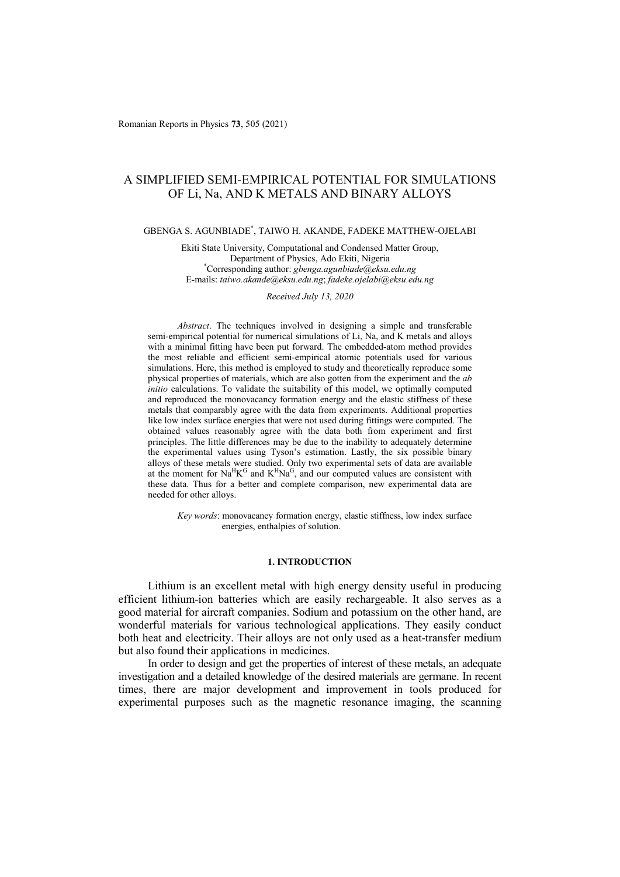# A SIMPLIFIED SEMI-EMPIRICAL POTENTIAL FOR SIMULATIONS OF Li, Na, AND K METALS AND BINARY ALLOYS

GBENGA S. AGUNBIADE[*], TAIWO H. AKANDE, FADEKE MATTHEW-OJELABI

Ekiti State University, Computational and Condensed Matter Group,
Department of Physics, Ado Ekiti, Nigeria
[*]Corresponding author: *gbenga.agunbiade@eksu.edu.ng*
E-mails: *taiwo.akande@eksu.edu.ng*; *fadeke.ojelabi@eksu.edu.ng*

*Received July 13, 2020*

*Abstract*. The techniques involved in designing a simple and transferable semi-empirical potential for numerical simulations of Li, Na, and K metals and alloys with a minimal fitting have been put forward. The embedded-atom method provides the most reliable and efficient semi-empirical atomic potentials used for various simulations. Here, this method is employed to study and theoretically reproduce some physical properties of materials, which are also gotten from the experiment and the *ab initio* calculations. To validate the suitability of this model, we optimally computed and reproduced the monovacancy formation energy and the elastic stiffness of these metals that comparably agree with the data from experiments. Additional properties like low index surface energies that were not used during fittings were computed. The obtained values reasonably agree with the data both from experiment and first principles. The little differences may be due to the inability to adequately determine the experimental values using Tyson's estimation. Lastly, the six possible binary alloys of these metals were studied. Only two experimental sets of data are available at the moment for $Na^{H}K^{G}$ and $K^{H}Na^{G}$, and our computed values are consistent with these data. Thus for a better and complete comparison, new experimental data are needed for other alloys.

*Key words*: monovacancy formation energy, elastic stiffness, low index surface energies, enthalpies of solution.

## 1. INTRODUCTION

Lithium is an excellent metal with high energy density useful in producing efficient lithium-ion batteries which are easily rechargeable. It also serves as a good material for aircraft companies. Sodium and potassium on the other hand, are wonderful materials for various technological applications. They easily conduct both heat and electricity. Their alloys are not only used as a heat-transfer medium but also found their applications in medicines.

In order to design and get the properties of interest of these metals, an adequate investigation and a detailed knowledge of the desired materials are germane. In recent times, there are major development and improvement in tools produced for experimental purposes such as the magnetic resonance imaging, the scanning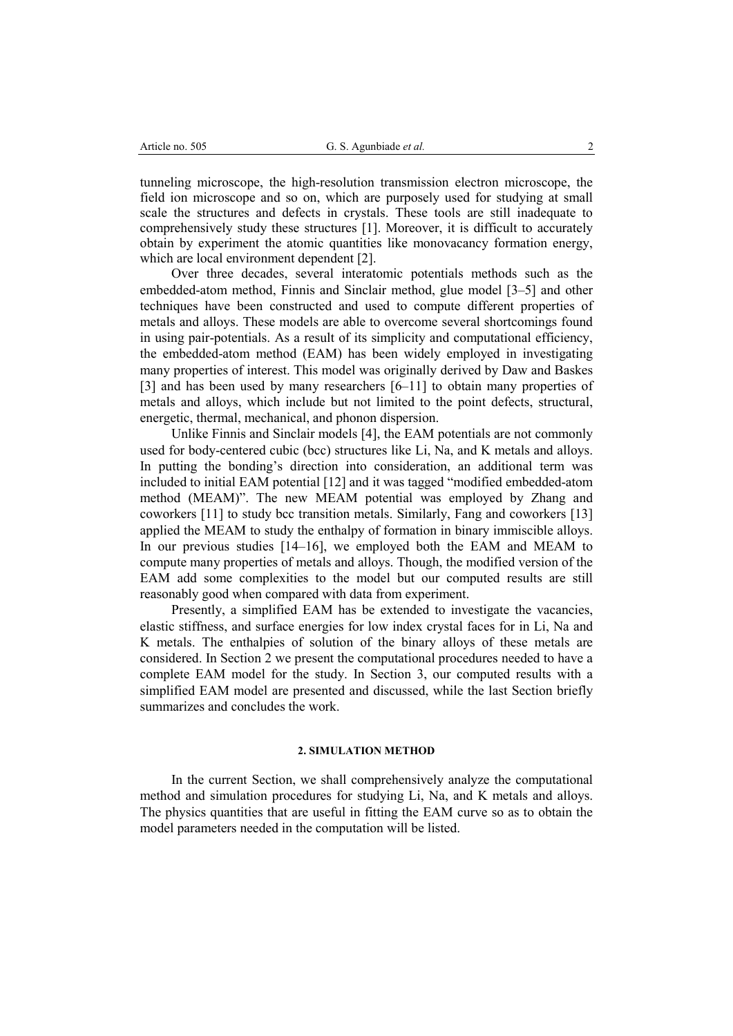tunneling microscope, the high-resolution transmission electron microscope, the field ion microscope and so on, which are purposely used for studying at small scale the structures and defects in crystals. These tools are still inadequate to comprehensively study these structures [1]. Moreover, it is difficult to accurately obtain by experiment the atomic quantities like monovacancy formation energy, which are local environment dependent [2].

Over three decades, several interatomic potentials methods such as the embedded-atom method, Finnis and Sinclair method, glue model [3–5] and other techniques have been constructed and used to compute different properties of metals and alloys. These models are able to overcome several shortcomings found in using pair-potentials. As a result of its simplicity and computational efficiency, the embedded-atom method (EAM) has been widely employed in investigating many properties of interest. This model was originally derived by Daw and Baskes [3] and has been used by many researchers [6–11] to obtain many properties of metals and alloys, which include but not limited to the point defects, structural, energetic, thermal, mechanical, and phonon dispersion.

Unlike Finnis and Sinclair models [4], the EAM potentials are not commonly used for body-centered cubic (bcc) structures like Li, Na, and K metals and alloys. In putting the bonding's direction into consideration, an additional term was included to initial EAM potential [12] and it was tagged "modified embedded-atom method (MEAM)". The new MEAM potential was employed by Zhang and coworkers [11] to study bcc transition metals. Similarly, Fang and coworkers [13] applied the MEAM to study the enthalpy of formation in binary immiscible alloys. In our previous studies [14–16], we employed both the EAM and MEAM to compute many properties of metals and alloys. Though, the modified version of the EAM add some complexities to the model but our computed results are still reasonably good when compared with data from experiment.

Presently, a simplified EAM has be extended to investigate the vacancies, elastic stiffness, and surface energies for low index crystal faces for in Li, Na and K metals. The enthalpies of solution of the binary alloys of these metals are considered. In Section 2 we present the computational procedures needed to have a complete EAM model for the study. In Section 3, our computed results with a simplified EAM model are presented and discussed, while the last Section briefly summarizes and concludes the work.

## 2. SIMULATION METHOD

In the current Section, we shall comprehensively analyze the computational method and simulation procedures for studying Li, Na, and K metals and alloys. The physics quantities that are useful in fitting the EAM curve so as to obtain the model parameters needed in the computation will be listed.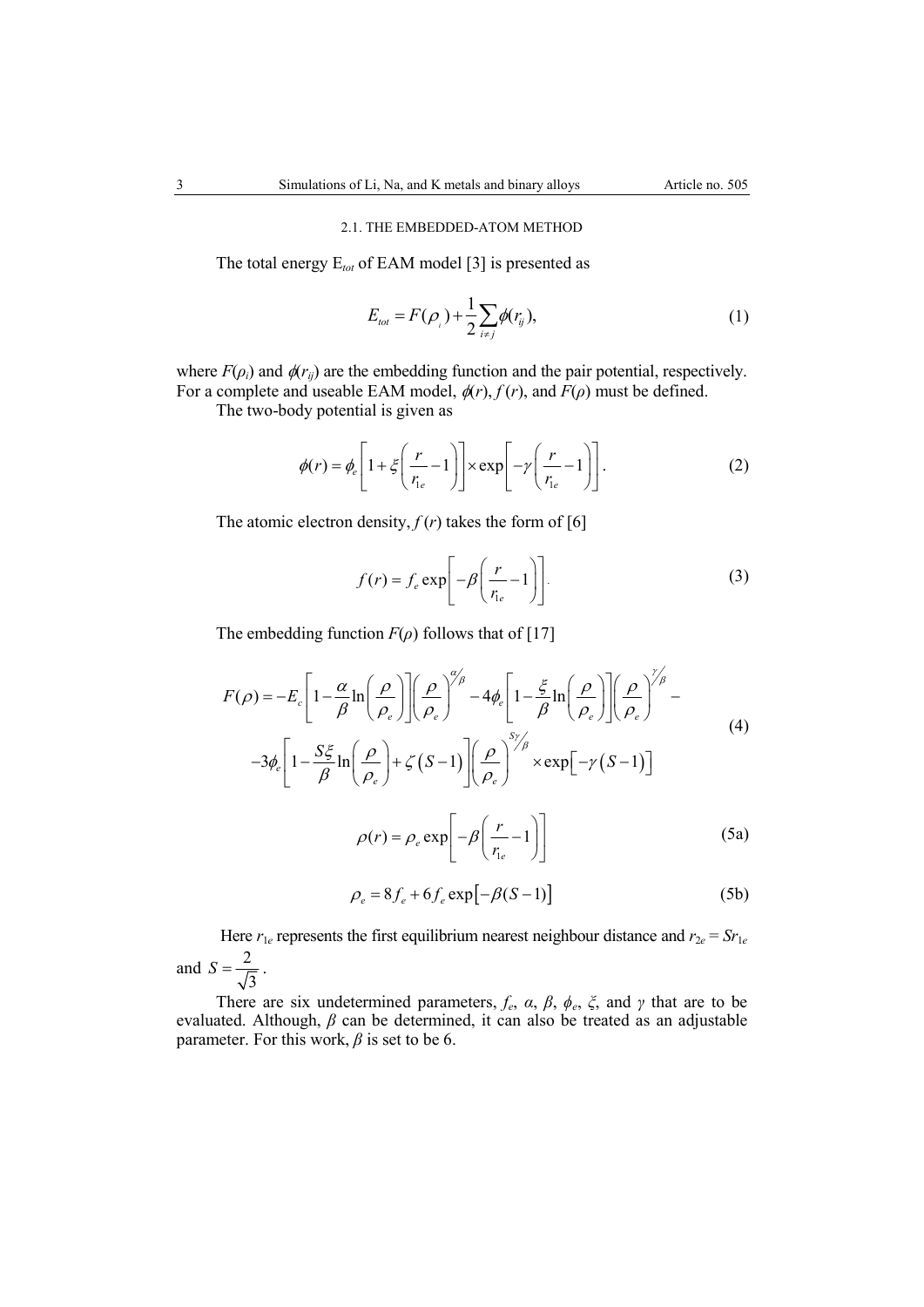## 2.1. THE EMBEDDED-ATOM METHOD

The total energy $E_{tot}$ of EAM model [3] is presented as

$$E_{tot} = F(\rho_i) + \frac{1}{2}\sum_{i \neq j}\phi(r_{ij}), \tag{1}$$

where $F(\rho_i)$ and $\phi(r_{ij})$ are the embedding function and the pair potential, respectively. For a complete and useable EAM model, $\phi(r)$, $f(r)$, and $F(\rho)$ must be defined.

The two-body potential is given as

$$\phi(r) = \phi_e\left[1 + \xi\left(\frac{r}{r_{1e}} - 1\right)\right] \times \exp\left[-\gamma\left(\frac{r}{r_{1e}} - 1\right)\right]. \tag{2}$$

The atomic electron density, $f(r)$ takes the form of [6]

$$f(r) = f_e \exp\left[-\beta\left(\frac{r}{r_{1e}} - 1\right)\right]. \tag{3}$$

The embedding function $F(\rho)$ follows that of [17]

$$\begin{aligned} F(\rho) = &-E_c\left[1 - \frac{\alpha}{\beta}\ln\left(\frac{\rho}{\rho_e}\right)\right]\left(\frac{\rho}{\rho_e}\right)^{\alpha/\beta} - 4\phi_e\left[1 - \frac{\xi}{\beta}\ln\left(\frac{\rho}{\rho_e}\right)\right]\left(\frac{\rho}{\rho_e}\right)^{\gamma/\beta} - \\ &-3\phi_e\left[1 - \frac{S\xi}{\beta}\ln\left(\frac{\rho}{\rho_e}\right) + \zeta\left(S - 1\right)\right]\left(\frac{\rho}{\rho_e}\right)^{S\gamma/\beta} \times \exp\left[-\gamma\left(S - 1\right)\right] \end{aligned} \tag{4}$$

$$\rho(r) = \rho_e \exp\left[-\beta\left(\frac{r}{r_{1e}} - 1\right)\right] \tag{5a}$$

$$\rho_e = 8f_e + 6f_e \exp\left[-\beta(S - 1)\right] \tag{5b}$$

Here $r_{1e}$ represents the first equilibrium nearest neighbour distance and $r_{2e} = Sr_{1e}$ and $S = \frac{2}{\sqrt{3}}$.

There are six undetermined parameters, $f_e$, $\alpha$, $\beta$, $\phi_e$, $\xi$, and $\gamma$ that are to be evaluated. Although, $\beta$ can be determined, it can also be treated as an adjustable parameter. For this work, $\beta$ is set to be 6.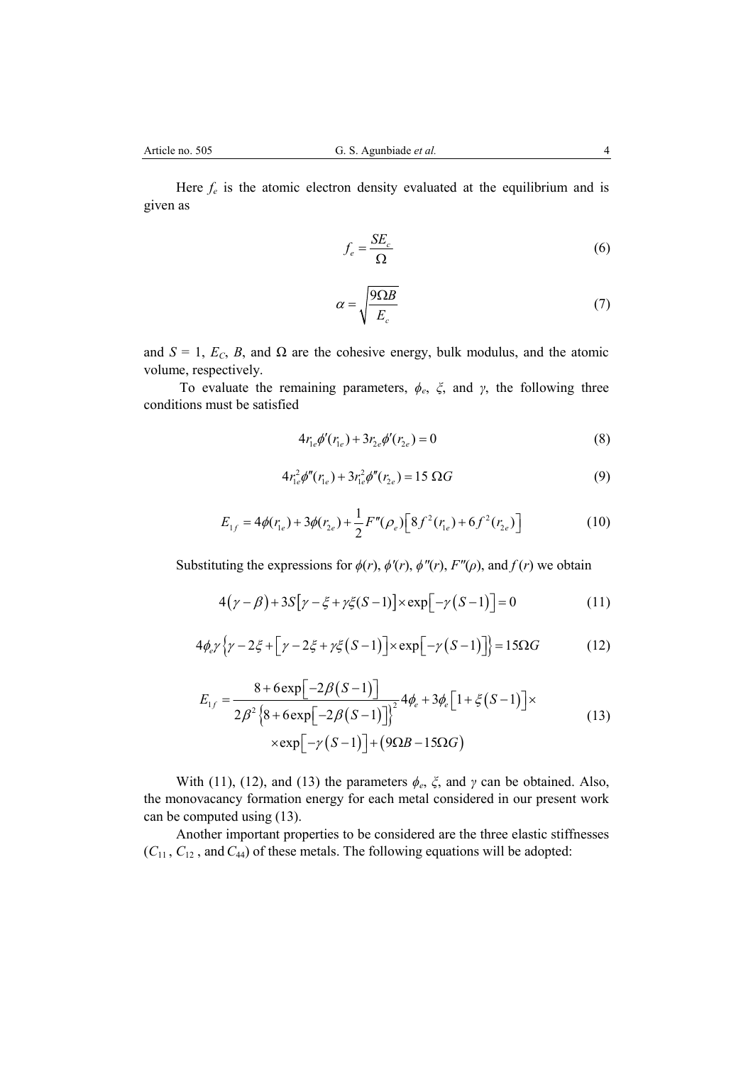Here $f_e$ is the atomic electron density evaluated at the equilibrium and is given as

$$f_e = \frac{SE_c}{\Omega} \tag{6}$$

$$\alpha = \sqrt{\frac{9\Omega B}{E_c}} \tag{7}$$

and $S = 1$, $E_C$, $B$, and $\Omega$ are the cohesive energy, bulk modulus, and the atomic volume, respectively.

To evaluate the remaining parameters, $\phi_e$, $\xi$, and $\gamma$, the following three conditions must be satisfied

$$4r_{1e}\phi'(r_{1e}) + 3r_{2e}\phi'(r_{2e}) = 0 \tag{8}$$

$$4r_{1e}^2\phi''(r_{1e}) + 3r_{1e}^2\phi''(r_{2e}) = 15\ \Omega G \tag{9}$$

$$E_{1f} = 4\phi(r_{1e}) + 3\phi(r_{2e}) + \frac{1}{2}F''(\rho_e)\left[8f^2(r_{1e}) + 6f^2(r_{2e})\right] \tag{10}$$

Substituting the expressions for $\phi(r)$, $\phi'(r)$, $\phi''(r)$, $F''(\rho)$, and $f(r)$ we obtain

$$4(\gamma - \beta) + 3S\left[\gamma - \xi + \gamma\xi(S-1)\right] \times \exp\left[-\gamma(S-1)\right] = 0 \tag{11}$$

$$4\phi_e\gamma\left\{\gamma - 2\xi + \left[\gamma - 2\xi + \gamma\xi(S-1)\right] \times \exp\left[-\gamma(S-1)\right]\right\} = 15\Omega G \tag{12}$$

$$\begin{aligned} E_{1f} = {} & \frac{8 + 6\exp\left[-2\beta(S-1)\right]}{2\beta^2\left\{8 + 6\exp\left[-2\beta(S-1)\right]\right\}^2} 4\phi_e + 3\phi_e\left[1 + \xi(S-1)\right] \times \\ & \times \exp\left[-\gamma(S-1)\right] + (9\Omega B - 15\Omega G) \end{aligned} \tag{13}$$

With (11), (12), and (13) the parameters $\phi_e$, $\xi$, and $\gamma$ can be obtained. Also, the monovacancy formation energy for each metal considered in our present work can be computed using (13).

Another important properties to be considered are the three elastic stiffnesses ($C_{11}$, $C_{12}$, and $C_{44}$) of these metals. The following equations will be adopted: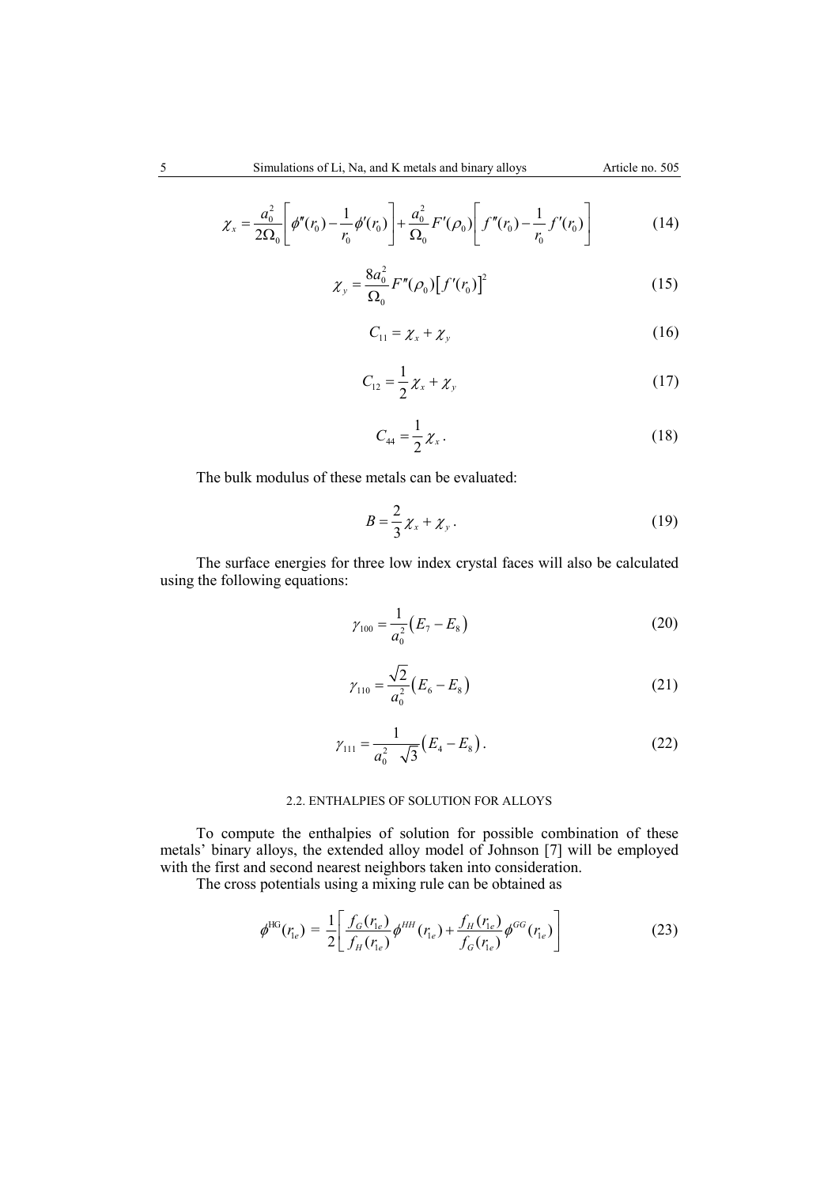$$\chi_x = \frac{a_0^2}{2\Omega_0}\left[\phi''(r_0) - \frac{1}{r_0}\phi'(r_0)\right] + \frac{a_0^2}{\Omega_0}F'(\rho_0)\left[f''(r_0) - \frac{1}{r_0}f'(r_0)\right] \tag{14}$$

$$\chi_y = \frac{8a_0^2}{\Omega_0}F''(\rho_0)\left[f'(r_0)\right]^2 \tag{15}$$

$$C_{11} = \chi_x + \chi_y \tag{16}$$

$$C_{12} = \frac{1}{2}\chi_x + \chi_y \tag{17}$$

$$C_{44} = \frac{1}{2}\chi_x . \tag{18}$$

The bulk modulus of these metals can be evaluated:

$$B = \frac{2}{3}\chi_x + \chi_y . \tag{19}$$

The surface energies for three low index crystal faces will also be calculated using the following equations:

$$\gamma_{100} = \frac{1}{a_0^2}\left(E_7 - E_8\right) \tag{20}$$

$$\gamma_{110} = \frac{\sqrt{2}}{a_0^2}\left(E_6 - E_8\right) \tag{21}$$

$$\gamma_{111} = \frac{1}{a_0^2 \sqrt{3}}\left(E_4 - E_8\right) . \tag{22}$$

### 2.2. ENTHALPIES OF SOLUTION FOR ALLOYS

To compute the enthalpies of solution for possible combination of these metals' binary alloys, the extended alloy model of Johnson [7] will be employed with the first and second nearest neighbors taken into consideration.

The cross potentials using a mixing rule can be obtained as

$$\phi^{\mathrm{HG}}(r_{1e}) = \frac{1}{2}\left[\frac{f_G(r_{1e})}{f_H(r_{1e})}\phi^{HH}(r_{1e}) + \frac{f_H(r_{1e})}{f_G(r_{1e})}\phi^{GG}(r_{1e})\right] \tag{23}$$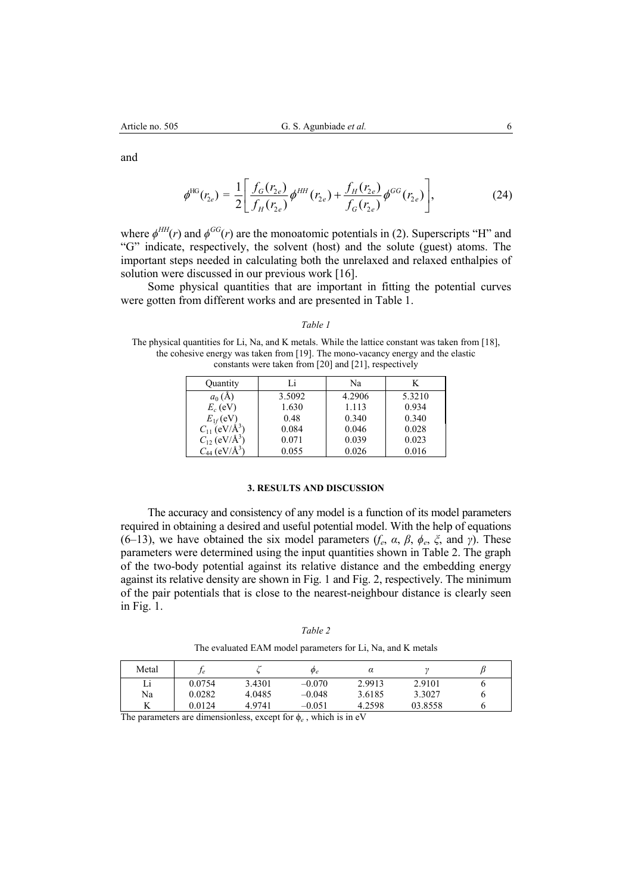and

$$\phi^{\mathrm{HG}}(r_{2e}) = \frac{1}{2}\left[\frac{f_G(r_{2e})}{f_H(r_{2e})}\phi^{HH}(r_{2e}) + \frac{f_H(r_{2e})}{f_G(r_{2e})}\phi^{GG}(r_{2e})\right], \tag{24}$$

where $\phi^{HH}(r)$ and $\phi^{GG}(r)$ are the monoatomic potentials in (2). Superscripts "H" and "G" indicate, respectively, the solvent (host) and the solute (guest) atoms. The important steps needed in calculating both the unrelaxed and relaxed enthalpies of solution were discussed in our previous work [16].

Some physical quantities that are important in fitting the potential curves were gotten from different works and are presented in Table 1.

*Table 1*

The physical quantities for Li, Na, and K metals. While the lattice constant was taken from [18], the cohesive energy was taken from [19]. The mono-vacancy energy and the elastic constants were taken from [20] and [21], respectively

| Quantity | Li | Na | K |
|---|---|---|---|
| $a_0$ (Å) | 3.5092 | 4.2906 | 5.3210 |
| $E_c$ (eV) | 1.630 | 1.113 | 0.934 |
| $E_{1f}$ (eV) | 0.48 | 0.340 | 0.340 |
| $C_{11}$ (eV/Å$^3$) | 0.084 | 0.046 | 0.028 |
| $C_{12}$ (eV/Å$^3$) | 0.071 | 0.039 | 0.023 |
| $C_{44}$ (eV/Å$^3$) | 0.055 | 0.026 | 0.016 |

## 3. RESULTS AND DISCUSSION

The accuracy and consistency of any model is a function of its model parameters required in obtaining a desired and useful potential model. With the help of equations (6–13), we have obtained the six model parameters ($f_e$, $\alpha$, $\beta$, $\phi_e$, $\xi$, and $\gamma$). These parameters were determined using the input quantities shown in Table 2. The graph of the two-body potential against its relative distance and the embedding energy against its relative density are shown in Fig. 1 and Fig. 2, respectively. The minimum of the pair potentials that is close to the nearest-neighbour distance is clearly seen in Fig. 1.

*Table 2*

The evaluated EAM model parameters for Li, Na, and K metals

| Metal | $f_e$ | $\zeta$ | $\phi_e$ | $\alpha$ | $\gamma$ | $\beta$ |
|---|---|---|---|---|---|---|
| Li | 0.0754 | 3.4301 | –0.070 | 2.9913 | 2.9101 | 6 |
| Na | 0.0282 | 4.0485 | –0.048 | 3.6185 | 3.3027 | 6 |
| K | 0.0124 | 4.9741 | –0.051 | 4.2598 | 03.8558 | 6 |

The parameters are dimensionless, except for $\phi_e$ , which is in eV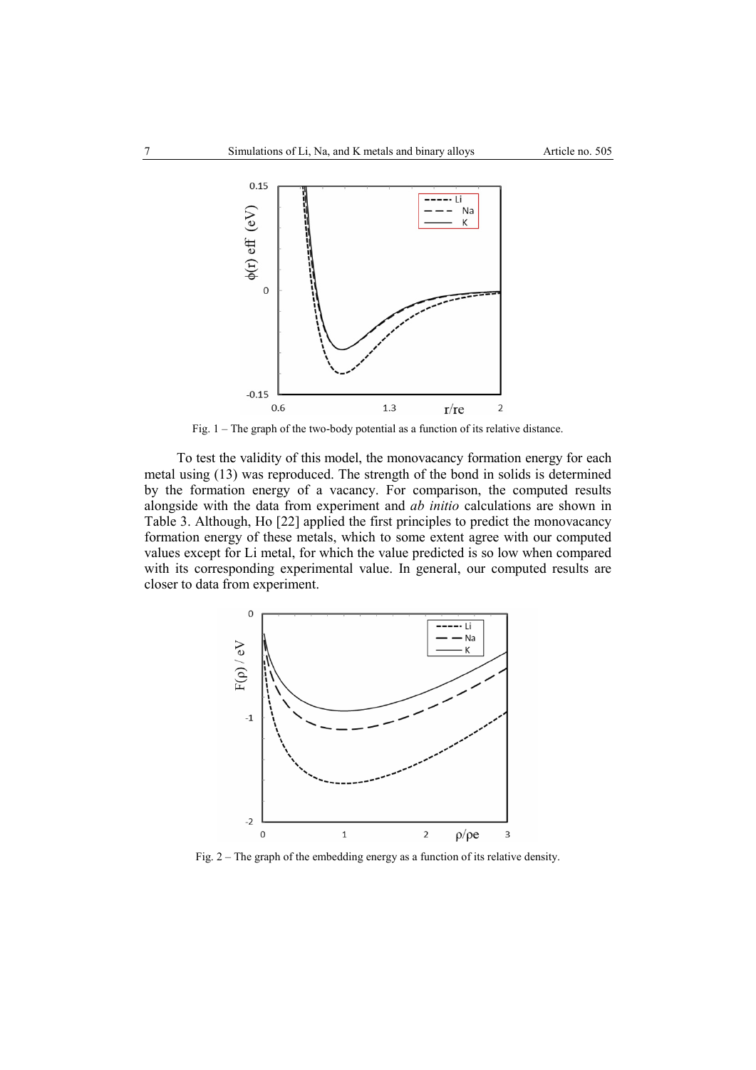Fig. 1 – The graph of the two-body potential as a function of its relative distance.

To test the validity of this model, the monovacancy formation energy for each metal using (13) was reproduced. The strength of the bond in solids is determined by the formation energy of a vacancy. For comparison, the computed results alongside with the data from experiment and *ab initio* calculations are shown in Table 3. Although, Ho [22] applied the first principles to predict the monovacancy formation energy of these metals, which to some extent agree with our computed values except for Li metal, for which the value predicted is so low when compared with its corresponding experimental value. In general, our computed results are closer to data from experiment.

Fig. 2 – The graph of the embedding energy as a function of its relative density.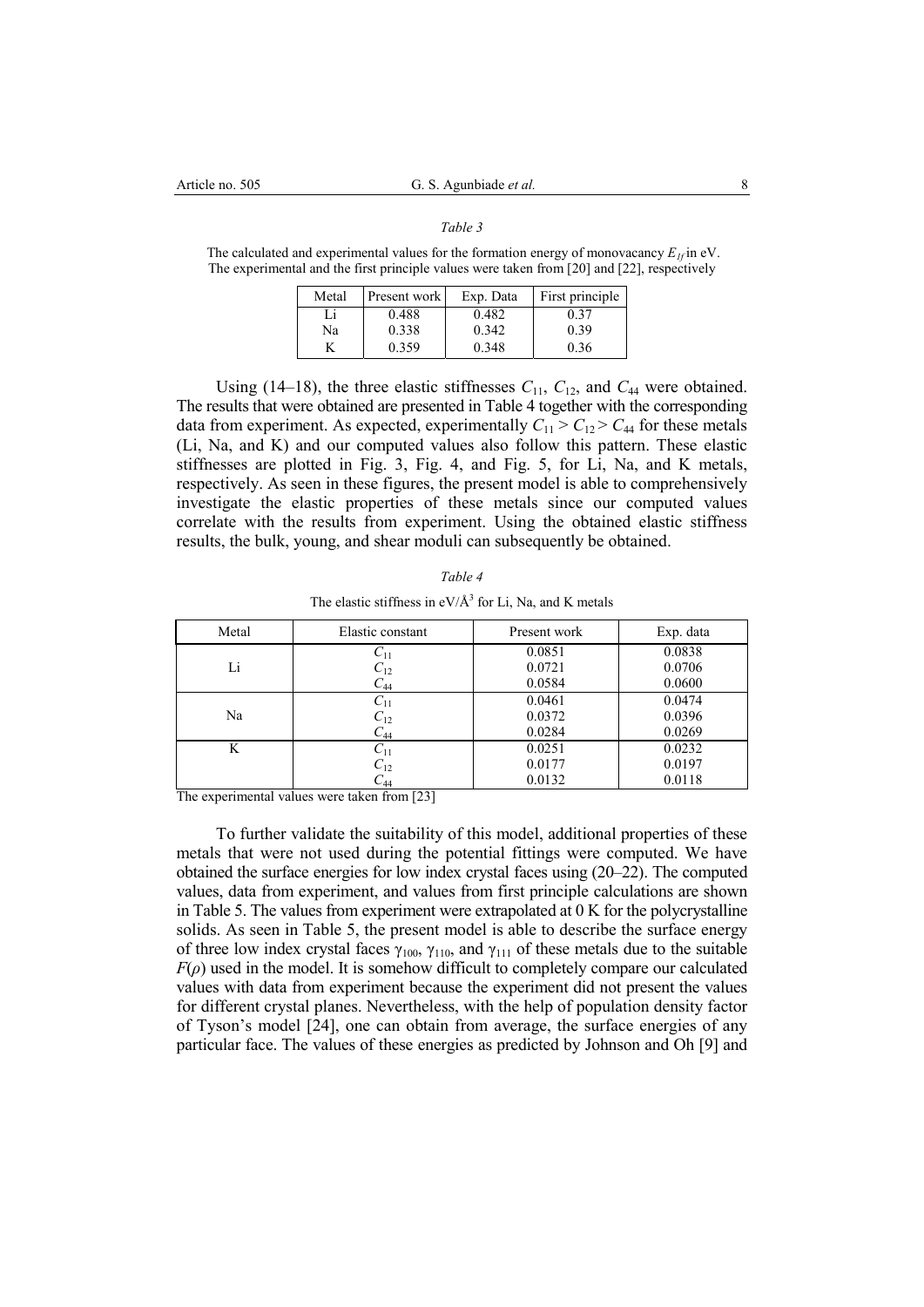*Table 3*

The calculated and experimental values for the formation energy of monovacancy $E_{1f}$ in eV. The experimental and the first principle values were taken from [20] and [22], respectively

| Metal | Present work | Exp. Data | First principle |
|---|---|---|---|
| Li | 0.488 | 0.482 | 0.37 |
| Na | 0.338 | 0.342 | 0.39 |
| K | 0.359 | 0.348 | 0.36 |

Using (14–18), the three elastic stiffnesses $C_{11}$, $C_{12}$, and $C_{44}$ were obtained. The results that were obtained are presented in Table 4 together with the corresponding data from experiment. As expected, experimentally $C_{11} > C_{12} > C_{44}$ for these metals (Li, Na, and K) and our computed values also follow this pattern. These elastic stiffnesses are plotted in Fig. 3, Fig. 4, and Fig. 5, for Li, Na, and K metals, respectively. As seen in these figures, the present model is able to comprehensively investigate the elastic properties of these metals since our computed values correlate with the results from experiment. Using the obtained elastic stiffness results, the bulk, young, and shear moduli can subsequently be obtained.

*Table 4*

The elastic stiffness in eV/Å$^3$ for Li, Na, and K metals

| Metal | Elastic constant | Present work | Exp. data |
|---|---|---|---|
| Li | $C_{11}$ | 0.0851 | 0.0838 |
| | $C_{12}$ | 0.0721 | 0.0706 |
| | $C_{44}$ | 0.0584 | 0.0600 |
| Na | $C_{11}$ | 0.0461 | 0.0474 |
| | $C_{12}$ | 0.0372 | 0.0396 |
| | $C_{44}$ | 0.0284 | 0.0269 |
| K | $C_{11}$ | 0.0251 | 0.0232 |
| | $C_{12}$ | 0.0177 | 0.0197 |
| | $C_{44}$ | 0.0132 | 0.0118 |

The experimental values were taken from [23]

To further validate the suitability of this model, additional properties of these metals that were not used during the potential fittings were computed. We have obtained the surface energies for low index crystal faces using (20–22). The computed values, data from experiment, and values from first principle calculations are shown in Table 5. The values from experiment were extrapolated at 0 K for the polycrystalline solids. As seen in Table 5, the present model is able to describe the surface energy of three low index crystal faces $\gamma_{100}$, $\gamma_{110}$, and $\gamma_{111}$ of these metals due to the suitable $F(\rho)$ used in the model. It is somehow difficult to completely compare our calculated values with data from experiment because the experiment did not present the values for different crystal planes. Nevertheless, with the help of population density factor of Tyson's model [24], one can obtain from average, the surface energies of any particular face. The values of these energies as predicted by Johnson and Oh [9] and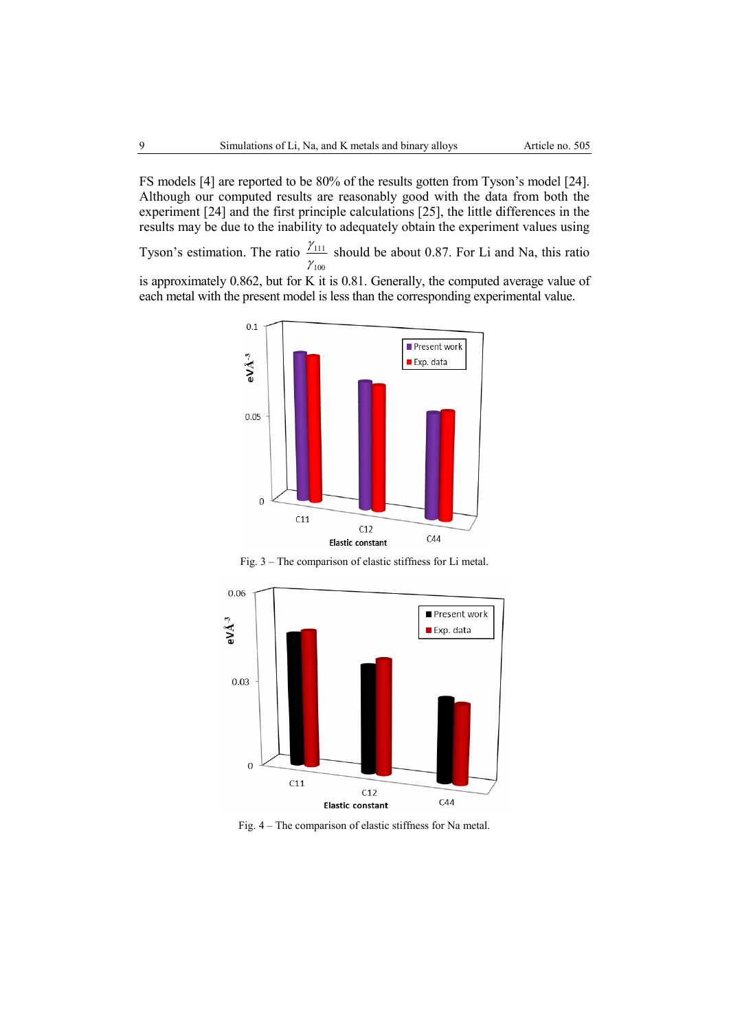FS models [4] are reported to be 80% of the results gotten from Tyson's model [24]. Although our computed results are reasonably good with the data from both the experiment [24] and the first principle calculations [25], the little differences in the results may be due to the inability to adequately obtain the experiment values using Tyson's estimation. The ratio $\frac{\gamma_{111}}{\gamma_{100}}$ should be about 0.87. For Li and Na, this ratio is approximately 0.862, but for K it is 0.81. Generally, the computed average value of each metal with the present model is less than the corresponding experimental value.

Fig. 3 – The comparison of elastic stiffness for Li metal.

Fig. 4 – The comparison of elastic stiffness for Na metal.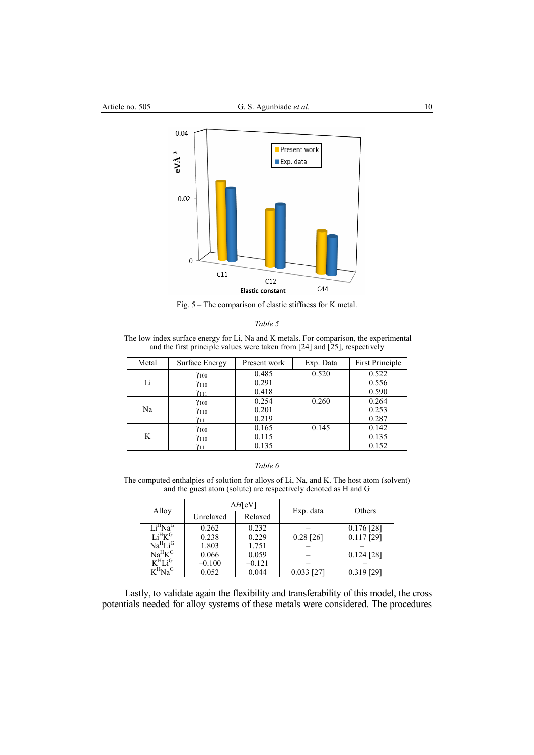Fig. 5 – The comparison of elastic stiffness for K metal.

*Table 5*

The low index surface energy for Li, Na and K metals. For comparison, the experimental and the first principle values were taken from [24] and [25], respectively

| Metal | Surface Energy | Present work | Exp. Data | First Principle |
|---|---|---|---|---|
| Li | $\gamma_{100}$ | 0.485 | 0.520 | 0.522 |
| | $\gamma_{110}$ | 0.291 | | 0.556 |
| | $\gamma_{111}$ | 0.418 | | 0.590 |
| Na | $\gamma_{100}$ | 0.254 | 0.260 | 0.264 |
| | $\gamma_{110}$ | 0.201 | | 0.253 |
| | $\gamma_{111}$ | 0.219 | | 0.287 |
| K | $\gamma_{100}$ | 0.165 | 0.145 | 0.142 |
| | $\gamma_{110}$ | 0.115 | | 0.135 |
| | $\gamma_{111}$ | 0.135 | | 0.152 |

*Table 6*

The computed enthalpies of solution for alloys of Li, Na, and K. The host atom (solvent) and the guest atom (solute) are respectively denoted as H and G

| Alloy | $\Delta H$[eV] | | Exp. data | Others |
|---|---|---|---|---|
| | Unrelaxed | Relaxed | | |
| $Li^{H}Na^{G}$ | 0.262 | 0.232 | – | 0.176 [28] |
| $Li^{H}K^{G}$ | 0.238 | 0.229 | 0.28 [26] | 0.117 [29] |
| $Na^{H}Li^{G}$ | 1.803 | 1.751 | – | – |
| $Na^{H}K^{G}$ | 0.066 | 0.059 | – | 0.124 [28] |
| $K^{H}Li^{G}$ | –0.100 | –0.121 | – | – |
| $K^{H}Na^{G}$ | 0.052 | 0.044 | 0.033 [27] | 0.319 [29] |

Lastly, to validate again the flexibility and transferability of this model, the cross potentials needed for alloy systems of these metals were considered. The procedures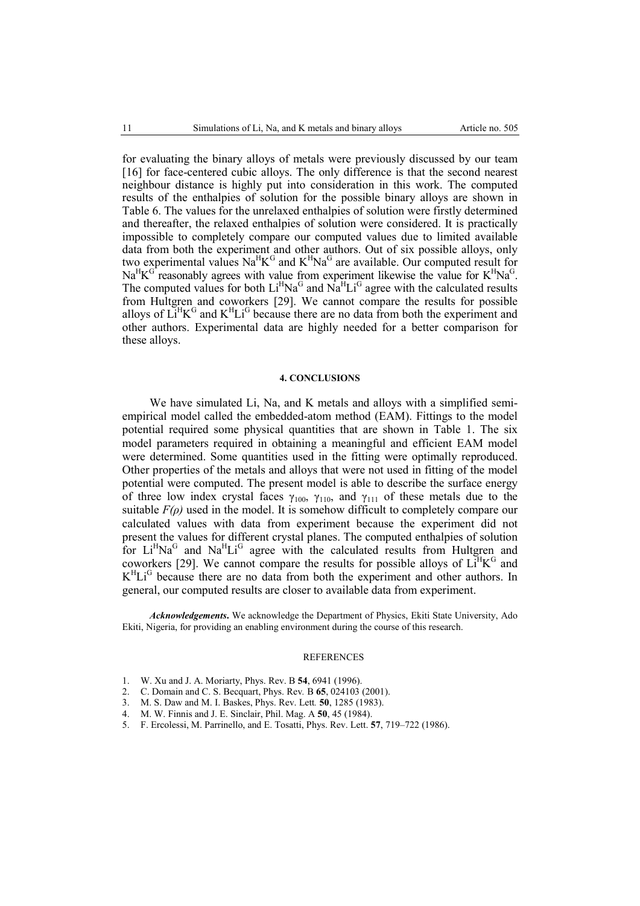for evaluating the binary alloys of metals were previously discussed by our team [16] for face-centered cubic alloys. The only difference is that the second nearest neighbour distance is highly put into consideration in this work. The computed results of the enthalpies of solution for the possible binary alloys are shown in Table 6. The values for the unrelaxed enthalpies of solution were firstly determined and thereafter, the relaxed enthalpies of solution were considered. It is practically impossible to completely compare our computed values due to limited available data from both the experiment and other authors. Out of six possible alloys, only two experimental values $Na^{H}K^{G}$ and $K^{H}Na^{G}$ are available. Our computed result for $Na^{H}K^{G}$ reasonably agrees with value from experiment likewise the value for $K^{H}Na^{G}$. The computed values for both $Li^{H}Na^{G}$ and $Na^{H}Li^{G}$ agree with the calculated results from Hultgren and coworkers [29]. We cannot compare the results for possible alloys of $Li^{H}K^{G}$ and $K^{H}Li^{G}$ because there are no data from both the experiment and other authors. Experimental data are highly needed for a better comparison for these alloys.

## 4. CONCLUSIONS

We have simulated Li, Na, and K metals and alloys with a simplified semi-empirical model called the embedded-atom method (EAM). Fittings to the model potential required some physical quantities that are shown in Table 1. The six model parameters required in obtaining a meaningful and efficient EAM model were determined. Some quantities used in the fitting were optimally reproduced. Other properties of the metals and alloys that were not used in fitting of the model potential were computed. The present model is able to describe the surface energy of three low index crystal faces $\gamma_{100}$, $\gamma_{110}$, and $\gamma_{111}$ of these metals due to the suitable $F(\rho)$ used in the model. It is somehow difficult to completely compare our calculated values with data from experiment because the experiment did not present the values for different crystal planes. The computed enthalpies of solution for $Li^{H}Na^{G}$ and $Na^{H}Li^{G}$ agree with the calculated results from Hultgren and coworkers [29]. We cannot compare the results for possible alloys of $Li^{H}K^{G}$ and $K^{H}Li^{G}$ because there are no data from both the experiment and other authors. In general, our computed results are closer to available data from experiment.

***Acknowledgements***. We acknowledge the Department of Physics, Ekiti State University, Ado Ekiti, Nigeria, for providing an enabling environment during the course of this research.

## REFERENCES

1. W. Xu and J. A. Moriarty, Phys. Rev. B **54**, 6941 (1996).
2. C. Domain and C. S. Becquart, Phys. Rev. B **65**, 024103 (2001).
3. M. S. Daw and M. I. Baskes, Phys. Rev. Lett. **50**, 1285 (1983).
4. M. W. Finnis and J. E. Sinclair, Phil. Mag. A **50**, 45 (1984).
5. F. Ercolessi, M. Parrinello, and E. Tosatti, Phys. Rev. Lett. **57**, 719–722 (1986).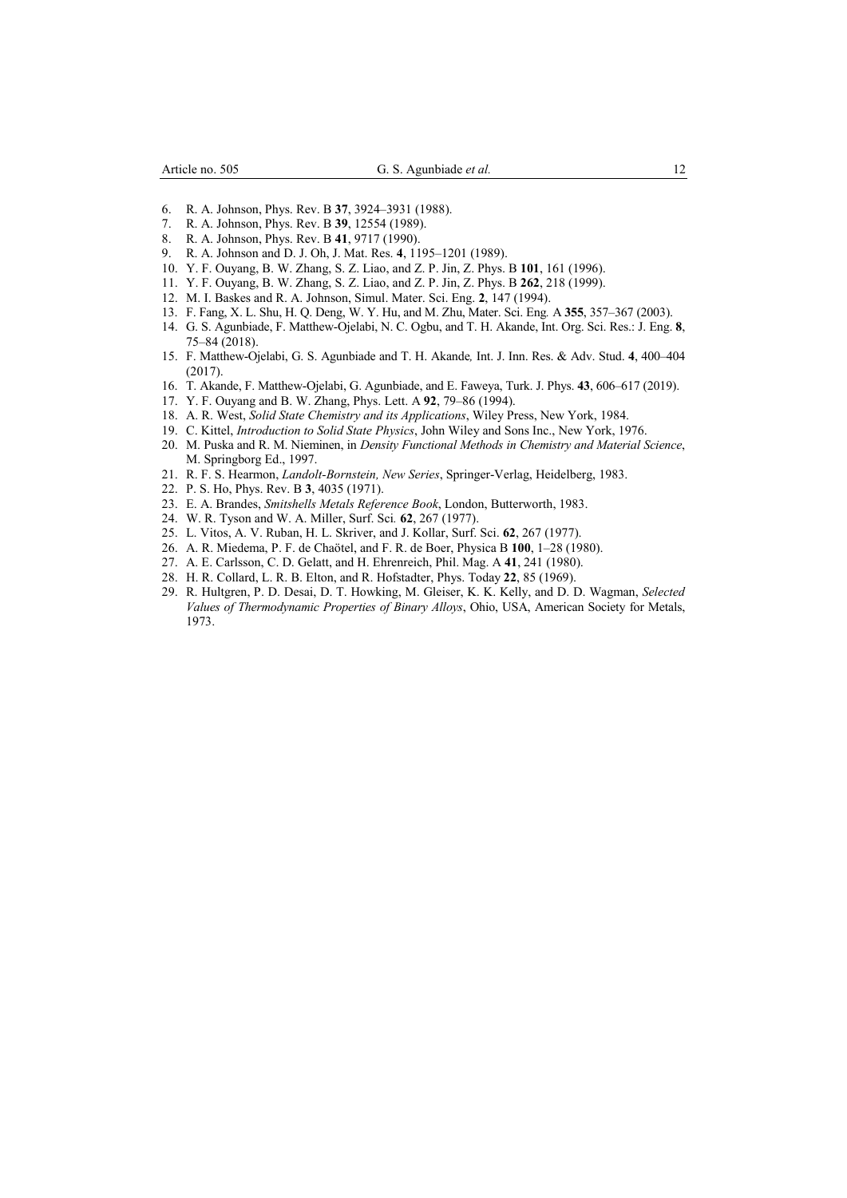6. R. A. Johnson, Phys. Rev. B **37**, 3924–3931 (1988).
7. R. A. Johnson, Phys. Rev. B **39**, 12554 (1989).
8. R. A. Johnson, Phys. Rev. B **41**, 9717 (1990).
9. R. A. Johnson and D. J. Oh, J. Mat. Res. **4**, 1195–1201 (1989).
10. Y. F. Ouyang, B. W. Zhang, S. Z. Liao, and Z. P. Jin, Z. Phys. B **101**, 161 (1996).
11. Y. F. Ouyang, B. W. Zhang, S. Z. Liao, and Z. P. Jin, Z. Phys. B **262**, 218 (1999).
12. M. I. Baskes and R. A. Johnson, Simul. Mater. Sci. Eng. **2**, 147 (1994).
13. F. Fang, X. L. Shu, H. Q. Deng, W. Y. Hu, and M. Zhu, Mater. Sci. Eng. A **355**, 357–367 (2003).
14. G. S. Agunbiade, F. Matthew-Ojelabi, N. C. Ogbu, and T. H. Akande, Int. Org. Sci. Res.: J. Eng. **8**, 75–84 (2018).
15. F. Matthew-Ojelabi, G. S. Agunbiade and T. H. Akande, Int. J. Inn. Res. & Adv. Stud. **4**, 400–404 (2017).
16. T. Akande, F. Matthew-Ojelabi, G. Agunbiade, and E. Faweya, Turk. J. Phys. **43**, 606–617 (2019).
17. Y. F. Ouyang and B. W. Zhang, Phys. Lett. A **92**, 79–86 (1994).
18. A. R. West, *Solid State Chemistry and its Applications*, Wiley Press, New York, 1984.
19. C. Kittel, *Introduction to Solid State Physics*, John Wiley and Sons Inc., New York, 1976.
20. M. Puska and R. M. Nieminen, in *Density Functional Methods in Chemistry and Material Science*, M. Springborg Ed., 1997.
21. R. F. S. Hearmon, *Landolt-Bornstein, New Series*, Springer-Verlag, Heidelberg, 1983.
22. P. S. Ho, Phys. Rev. B **3**, 4035 (1971).
23. E. A. Brandes, *Smitshells Metals Reference Book*, London, Butterworth, 1983.
24. W. R. Tyson and W. A. Miller, Surf. Sci. **62**, 267 (1977).
25. L. Vitos, A. V. Ruban, H. L. Skriver, and J. Kollar, Surf. Sci. **62**, 267 (1977).
26. A. R. Miedema, P. F. de Chaötel, and F. R. de Boer, Physica B **100**, 1–28 (1980).
27. A. E. Carlsson, C. D. Gelatt, and H. Ehrenreich, Phil. Mag. A **41**, 241 (1980).
28. H. R. Collard, L. R. B. Elton, and R. Hofstadter, Phys. Today **22**, 85 (1969).
29. R. Hultgren, P. D. Desai, D. T. Howking, M. Gleiser, K. K. Kelly, and D. D. Wagman, *Selected Values of Thermodynamic Properties of Binary Alloys*, Ohio, USA, American Society for Metals, 1973.